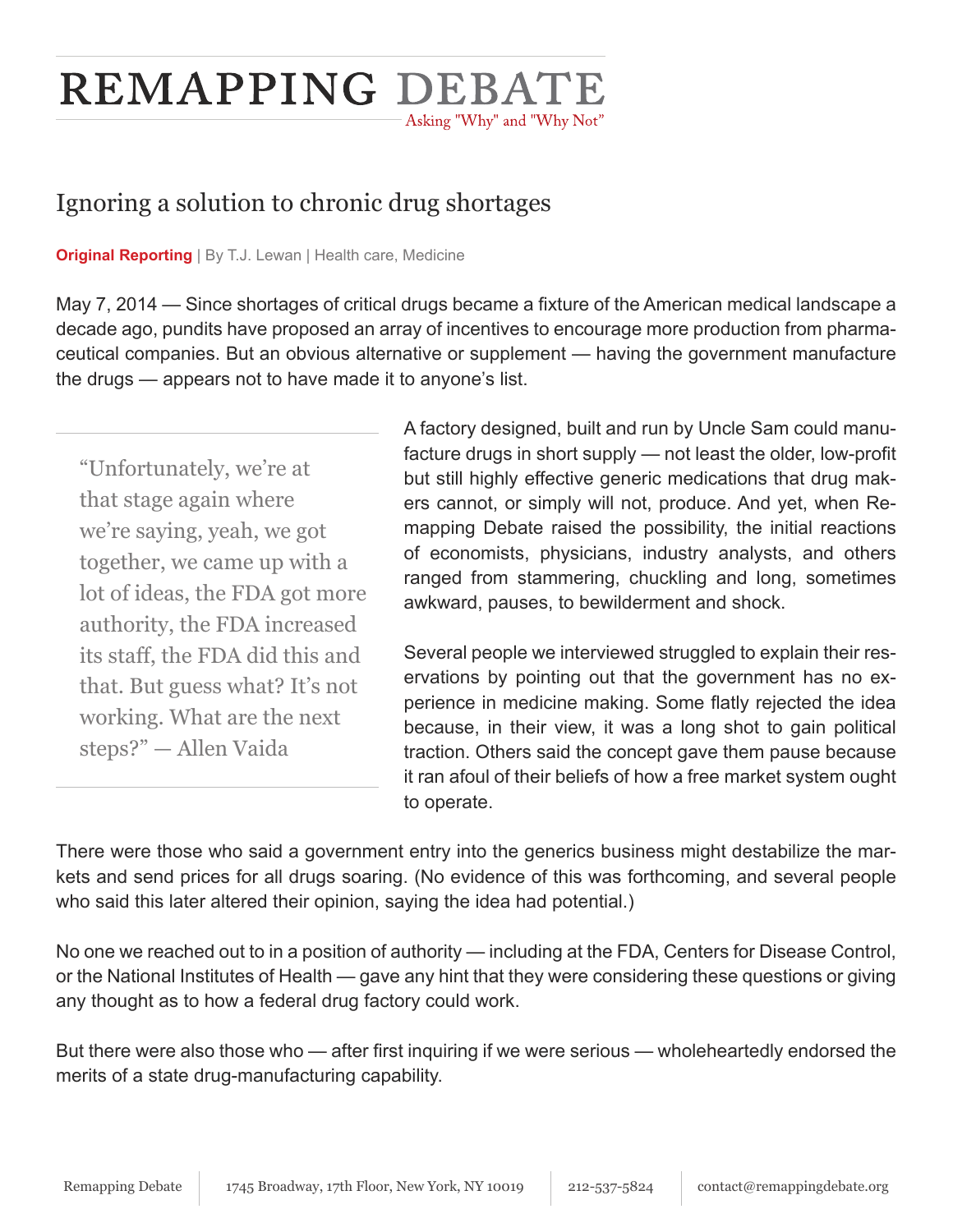# REMAPPING DEBATE

Asking "Why" and "Why Not"

## Ignoring a solution to chronic drug shortages

**Original Reporting** | By T.J. Lewan | Health care, Medicine

May 7, 2014 — Since shortages of critical drugs became a fixture of the American medical landscape a decade ago, pundits have proposed an array of incentives to encourage more production from pharmaceutical companies. But an obvious alternative or supplement — having the government manufacture the drugs — appears not to have made it to anyone's list.

> "Unfortunately, we're at that stage again where we're saying, yeah, we got together, we came up with a lot of ideas, the FDA got more authority, the FDA increased its staff, the FDA did this and that. But guess what? It's not working. What are the next steps?" — Allen Vaida

A factory designed, built and run by Uncle Sam could manufacture drugs in short supply — not least the older, low-profit but still highly effective generic medications that drug makers cannot, or simply will not, produce. And yet, when Remapping Debate raised the possibility, the initial reactions of economists, physicians, industry analysts, and others ranged from stammering, chuckling and long, sometimes awkward, pauses, to bewilderment and shock.

Several people we interviewed struggled to explain their reservations by pointing out that the government has no experience in medicine making. Some flatly rejected the idea because, in their view, it was a long shot to gain political traction. Others said the concept gave them pause because it ran afoul of their beliefs of how a free market system ought to operate.

There were those who said a government entry into the generics business might destabilize the markets and send prices for all drugs soaring. (No evidence of this was forthcoming, and several people who said this later altered their opinion, saying the idea had potential.)

No one we reached out to in a position of authority — including at the FDA, Centers for Disease Control, or the National Institutes of Health — gave any hint that they were considering these questions or giving any thought as to how a federal drug factory could work.

But there were also those who — after first inquiring if we were serious — wholeheartedly endorsed the merits of a state drug-manufacturing capability.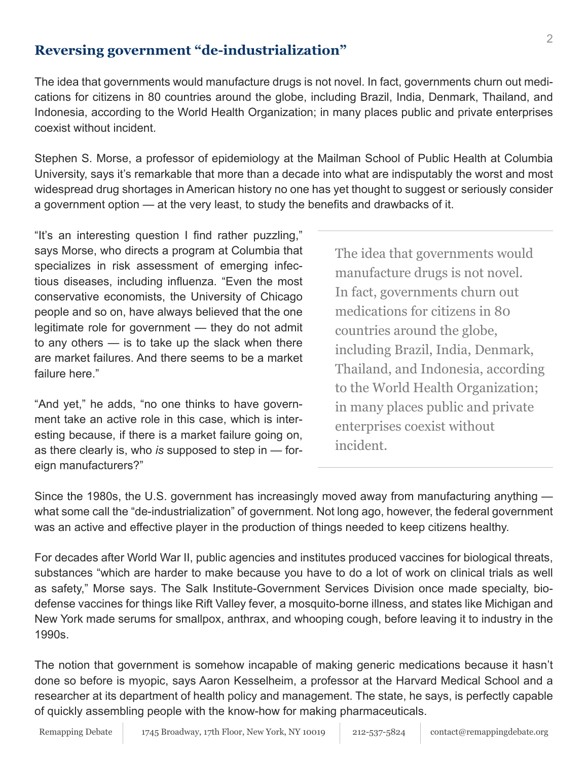## Reversing government "de-industrialization"

The idea that governments would manufacture drugs is not novel. In fact, governments churn out medications for citizens in 80 countries around the globe, including Brazil, India, Denmark, Thailand, and Indonesia, according to the World Health Organization; in many places public and private enterprises coexist without incident.

Stephen S. Morse, a professor of epidemiology at the Mailman School of Public Health at Columbia University, says it's remarkable that more than a decade into what are indisputably the worst and most widespread drug shortages in American history no one has yet thought to suggest or seriously consider a government option — at the very least, to study the benefits and drawbacks of it.

"It's an interesting question I find rather puzzling," says Morse, who directs a program at Columbia that specializes in risk assessment of emerging infectious diseases, including influenza. "Even the most conservative economists, the University of Chicago people and so on, have always believed that the one legitimate role for government — they do not admit to any others — is to take up the slack when there are market failures. And there seems to be a market failure here."

"And yet," he adds, "no one thinks to have government take an active role in this case, which is interesting because, if there is a market failure going on, as there clearly is, who *is* supposed to step in — foreign manufacturers?"

> The idea that governments would manufacture drugs is not novel. In fact, governments churn out medications for citizens in 80 countries around the globe, including Brazil, India, Denmark, Thailand, and Indonesia, according to the World Health Organization; in many places public and private enterprises coexist without incident.

Since the 1980s, the U.S. government has increasingly moved away from manufacturing anything — what some call the "de-industrialization" of government. Not long ago, however, the federal government was an active and effective player in the production of things needed to keep citizens healthy.

For decades after World War II, public agencies and institutes produced vaccines for biological threats, substances "which are harder to make because you have to do a lot of work on clinical trials as well as safety," Morse says. The Salk Institute-Government Services Division once made specialty, biodefense vaccines for things like Rift Valley fever, a mosquito-borne illness, and states like Michigan and New York made serums for smallpox, anthrax, and whooping cough, before leaving it to industry in the 1990s.

The notion that government is somehow incapable of making generic medications because it hasn't done so before is myopic, says Aaron Kesselheim, a professor at the Harvard Medical School and a researcher at its department of health policy and management. The state, he says, is perfectly capable of quickly assembling people with the know-how for making pharmaceuticals.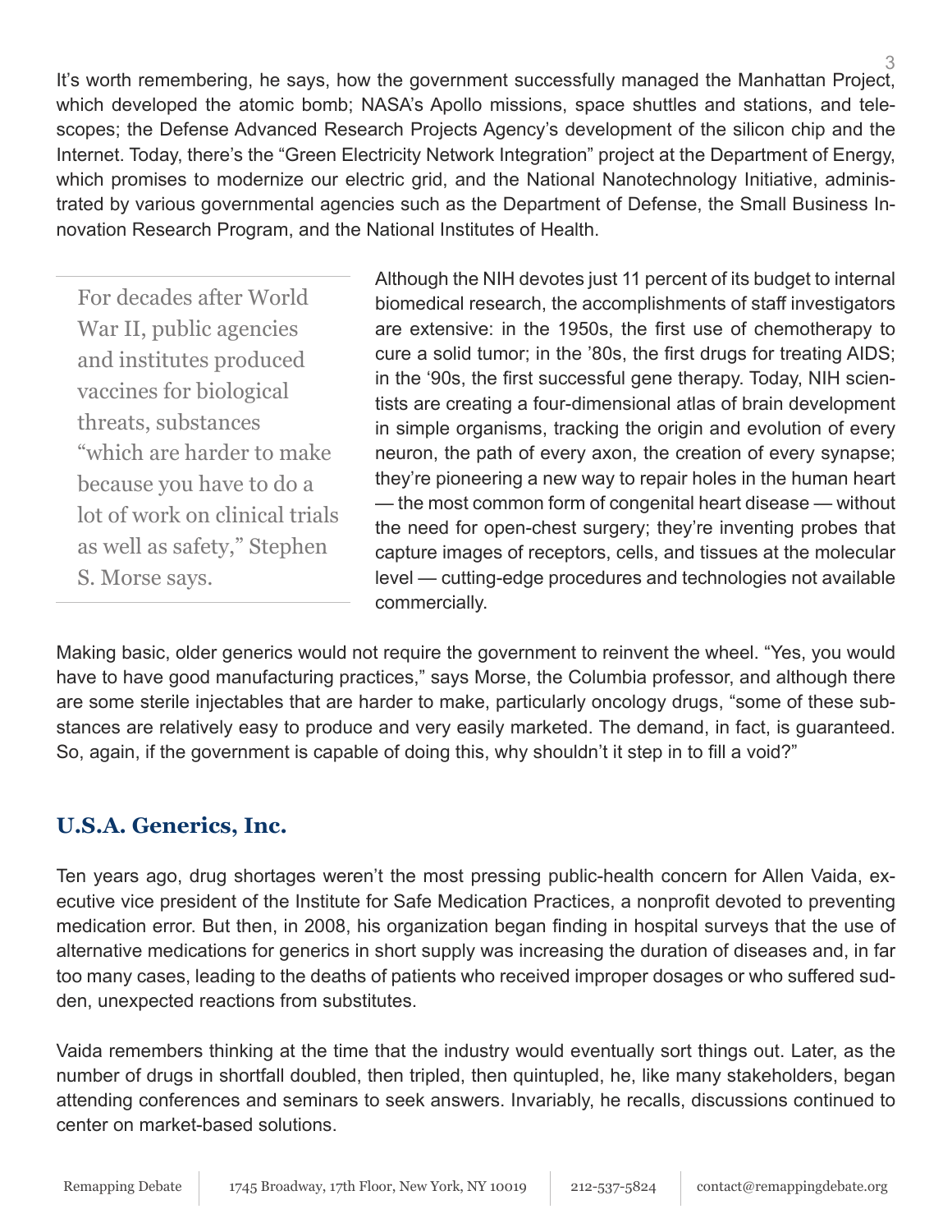It's worth remembering, he says, how the government successfully managed the Manhattan Project, which developed the atomic bomb; NASA's Apollo missions, space shuttles and stations, and telescopes; the Defense Advanced Research Projects Agency's development of the silicon chip and the Internet. Today, there's the "Green Electricity Network Integration" project at the Department of Energy, which promises to modernize our electric grid, and the National Nanotechnology Initiative, administrated by various governmental agencies such as the Department of Defense, the Small Business Innovation Research Program, and the National Institutes of Health.

> For decades after World War II, public agencies and institutes produced vaccines for biological threats, substances "which are harder to make because you have to do a lot of work on clinical trials as well as safety," Stephen S. Morse says.

Although the NIH devotes just 11 percent of its budget to internal biomedical research, the accomplishments of staff investigators are extensive: in the 1950s, the first use of chemotherapy to cure a solid tumor; in the '80s, the first drugs for treating AIDS; in the '90s, the first successful gene therapy. Today, NIH scientists are creating a four-dimensional atlas of brain development in simple organisms, tracking the origin and evolution of every neuron, the path of every axon, the creation of every synapse; they're pioneering a new way to repair holes in the human heart — the most common form of congenital heart disease — without the need for open-chest surgery; they're inventing probes that capture images of receptors, cells, and tissues at the molecular level — cutting-edge procedures and technologies not available commercially.

Making basic, older generics would not require the government to reinvent the wheel. "Yes, you would have to have good manufacturing practices," says Morse, the Columbia professor, and although there are some sterile injectables that are harder to make, particularly oncology drugs, "some of these substances are relatively easy to produce and very easily marketed. The demand, in fact, is guaranteed. So, again, if the government is capable of doing this, why shouldn't it step in to fill a void?"

## U.S.A. Generics, Inc.

Ten years ago, drug shortages weren't the most pressing public-health concern for Allen Vaida, executive vice president of the Institute for Safe Medication Practices, a nonprofit devoted to preventing medication error. But then, in 2008, his organization began finding in hospital surveys that the use of alternative medications for generics in short supply was increasing the duration of diseases and, in far too many cases, leading to the deaths of patients who received improper dosages or who suffered sudden, unexpected reactions from substitutes.

Vaida remembers thinking at the time that the industry would eventually sort things out. Later, as the number of drugs in shortfall doubled, then tripled, then quintupled, he, like many stakeholders, began attending conferences and seminars to seek answers. Invariably, he recalls, discussions continued to center on market-based solutions.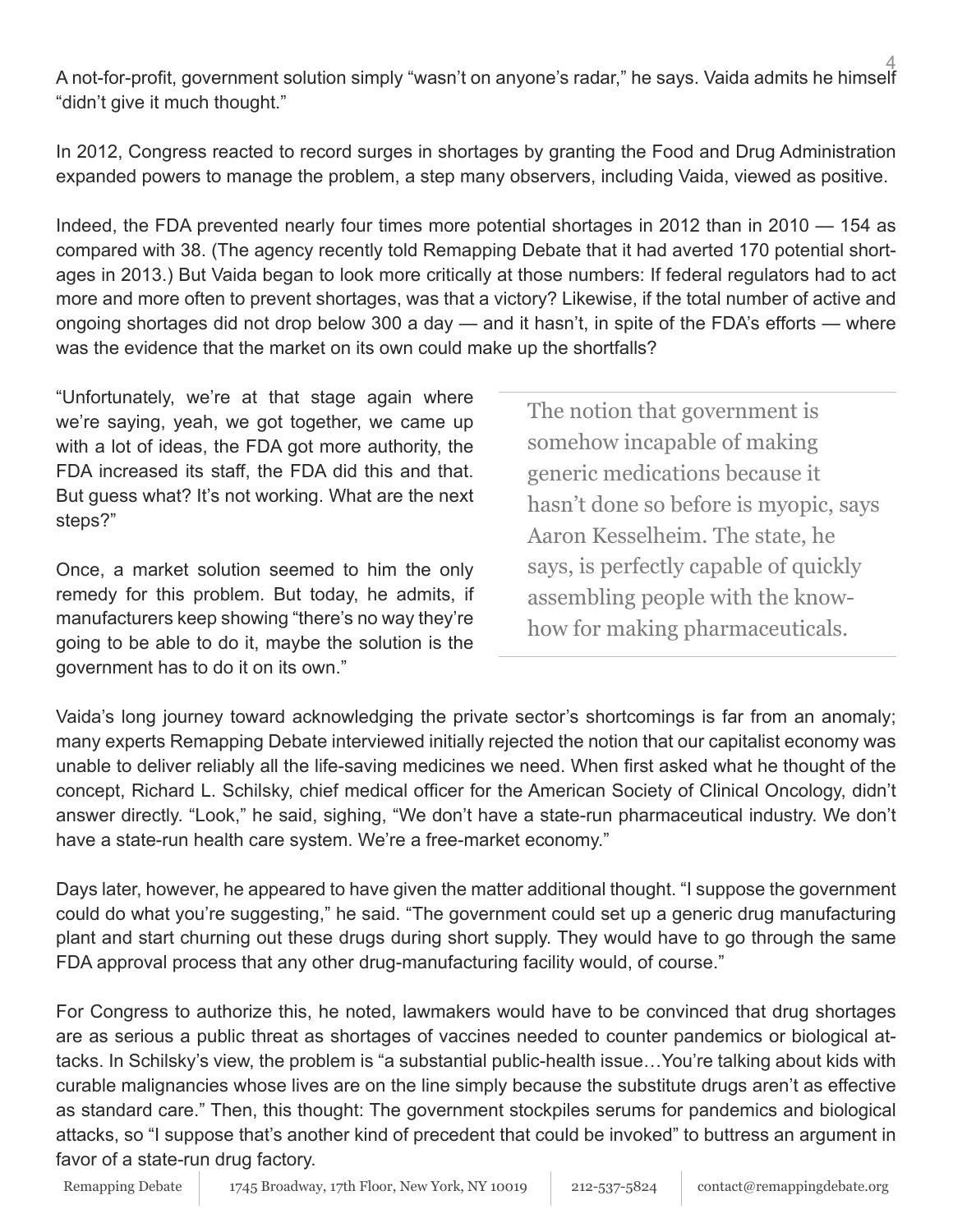A not-for-profit, government solution simply "wasn't on anyone's radar," he says. Vaida admits he himself "didn't give it much thought."

In 2012, Congress reacted to record surges in shortages by granting the Food and Drug Administration expanded powers to manage the problem, a step many observers, including Vaida, viewed as positive.

Indeed, the FDA prevented nearly four times more potential shortages in 2012 than in 2010 — 154 as compared with 38. (The agency recently told Remapping Debate that it had averted 170 potential shortages in 2013.) But Vaida began to look more critically at those numbers: If federal regulators had to act more and more often to prevent shortages, was that a victory? Likewise, if the total number of active and ongoing shortages did not drop below 300 a day — and it hasn't, in spite of the FDA's efforts — where was the evidence that the market on its own could make up the shortfalls?

"Unfortunately, we're at that stage again where we're saying, yeah, we got together, we came up with a lot of ideas, the FDA got more authority, the FDA increased its staff, the FDA did this and that. But guess what? It's not working. What are the next steps?"

Once, a market solution seemed to him the only remedy for this problem. But today, he admits, if manufacturers keep showing "there's no way they're going to be able to do it, maybe the solution is the government has to do it on its own."

> The notion that government is somehow incapable of making generic medications because it hasn't done so before is myopic, says Aaron Kesselheim. The state, he says, is perfectly capable of quickly assembling people with the know-how for making pharmaceuticals.

Vaida's long journey toward acknowledging the private sector's shortcomings is far from an anomaly; many experts Remapping Debate interviewed initially rejected the notion that our capitalist economy was unable to deliver reliably all the life-saving medicines we need. When first asked what he thought of the concept, Richard L. Schilsky, chief medical officer for the American Society of Clinical Oncology, didn't answer directly. "Look," he said, sighing, "We don't have a state-run pharmaceutical industry. We don't have a state-run health care system. We're a free-market economy."

Days later, however, he appeared to have given the matter additional thought. "I suppose the government could do what you're suggesting," he said. "The government could set up a generic drug manufacturing plant and start churning out these drugs during short supply. They would have to go through the same FDA approval process that any other drug-manufacturing facility would, of course."

For Congress to authorize this, he noted, lawmakers would have to be convinced that drug shortages are as serious a public threat as shortages of vaccines needed to counter pandemics or biological attacks. In Schilsky's view, the problem is "a substantial public-health issue…You're talking about kids with curable malignancies whose lives are on the line simply because the substitute drugs aren't as effective as standard care." Then, this thought: The government stockpiles serums for pandemics and biological attacks, so "I suppose that's another kind of precedent that could be invoked" to buttress an argument in favor of a state-run drug factory.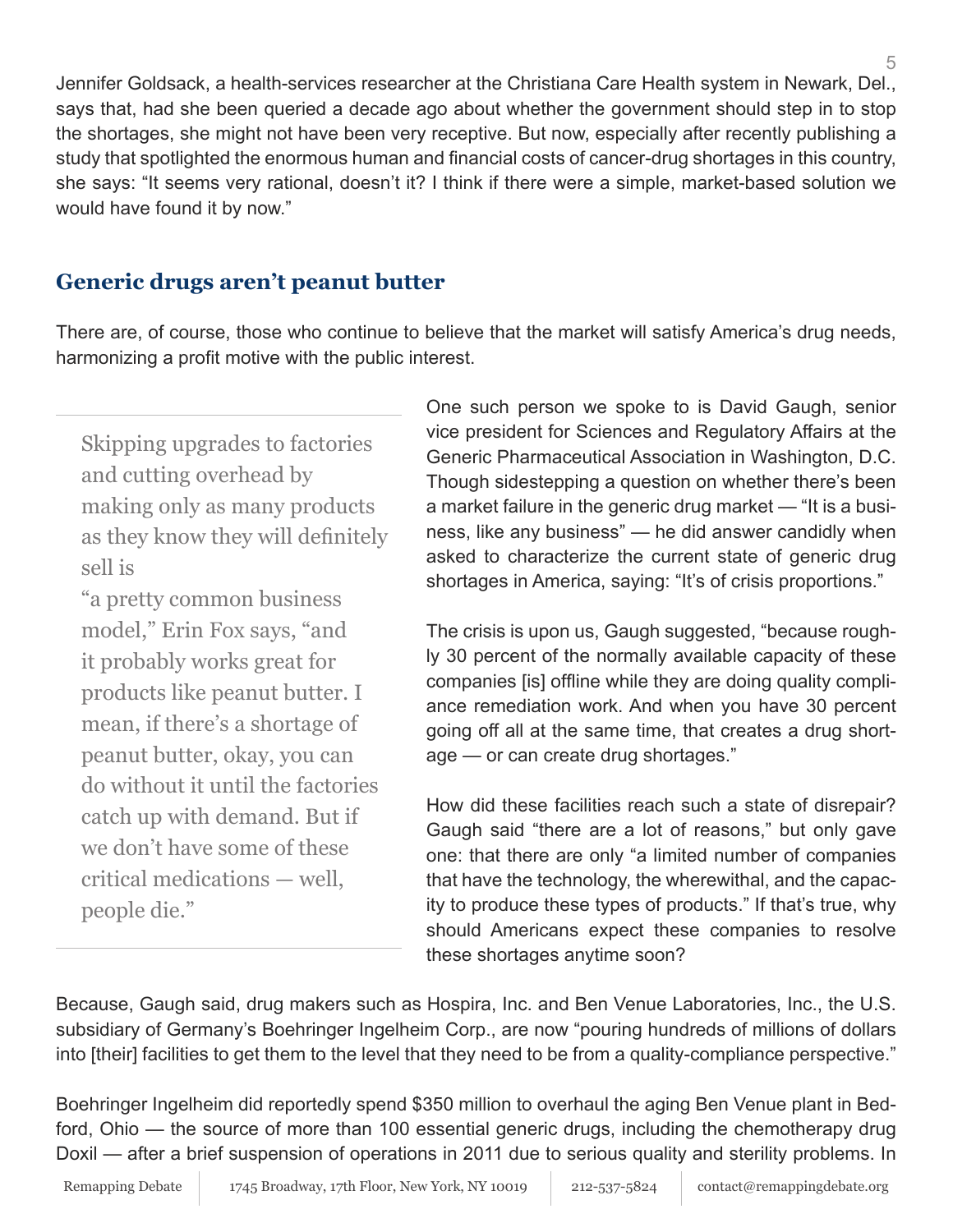Jennifer Goldsack, a health-services researcher at the Christiana Care Health system in Newark, Del., says that, had she been queried a decade ago about whether the government should step in to stop the shortages, she might not have been very receptive. But now, especially after recently publishing a study that spotlighted the enormous human and financial costs of cancer-drug shortages in this country, she says: "It seems very rational, doesn't it? I think if there were a simple, market-based solution we would have found it by now."

## Generic drugs aren't peanut butter

There are, of course, those who continue to believe that the market will satisfy America's drug needs, harmonizing a profit motive with the public interest.

> Skipping upgrades to factories and cutting overhead by making only as many products as they know they will definitely sell is "a pretty common business model," Erin Fox says, "and it probably works great for products like peanut butter. I mean, if there's a shortage of peanut butter, okay, you can do without it until the factories catch up with demand. But if we don't have some of these critical medications — well, people die."

One such person we spoke to is David Gaugh, senior vice president for Sciences and Regulatory Affairs at the Generic Pharmaceutical Association in Washington, D.C. Though sidestepping a question on whether there's been a market failure in the generic drug market — "It is a business, like any business" — he did answer candidly when asked to characterize the current state of generic drug shortages in America, saying: "It's of crisis proportions."

The crisis is upon us, Gaugh suggested, "because roughly 30 percent of the normally available capacity of these companies [is] offline while they are doing quality compliance remediation work. And when you have 30 percent going off all at the same time, that creates a drug shortage — or can create drug shortages."

How did these facilities reach such a state of disrepair? Gaugh said "there are a lot of reasons," but only gave one: that there are only "a limited number of companies that have the technology, the wherewithal, and the capacity to produce these types of products." If that's true, why should Americans expect these companies to resolve these shortages anytime soon?

Because, Gaugh said, drug makers such as Hospira, Inc. and Ben Venue Laboratories, Inc., the U.S. subsidiary of Germany's Boehringer Ingelheim Corp., are now "pouring hundreds of millions of dollars into [their] facilities to get them to the level that they need to be from a quality-compliance perspective."

Boehringer Ingelheim did reportedly spend $350 million to overhaul the aging Ben Venue plant in Bedford, Ohio — the source of more than 100 essential generic drugs, including the chemotherapy drug Doxil — after a brief suspension of operations in 2011 due to serious quality and sterility problems. In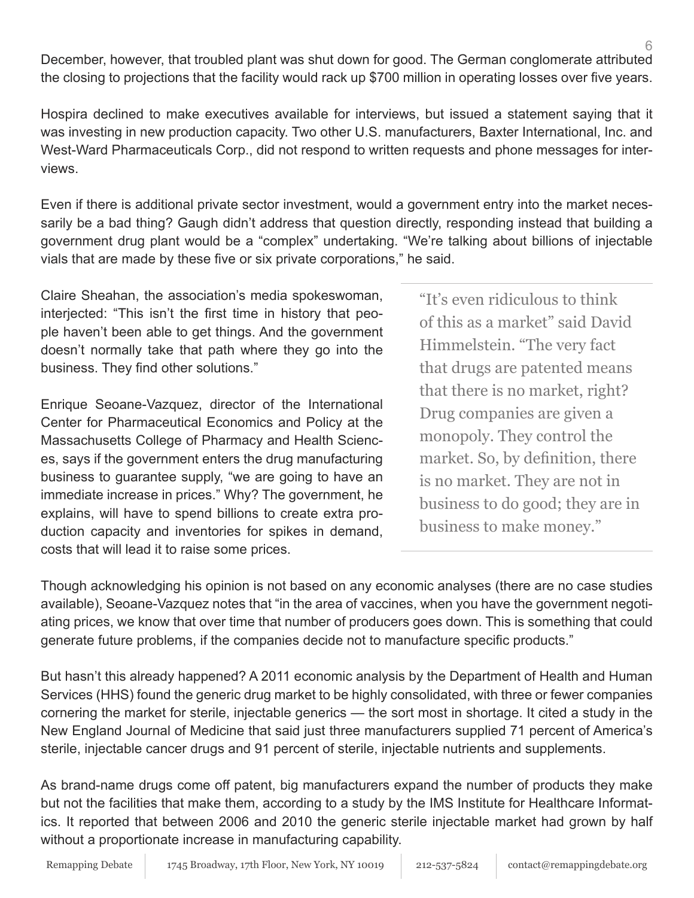December, however, that troubled plant was shut down for good. The German conglomerate attributed the closing to projections that the facility would rack up $700 million in operating losses over five years.

Hospira declined to make executives available for interviews, but issued a statement saying that it was investing in new production capacity. Two other U.S. manufacturers, Baxter International, Inc. and West-Ward Pharmaceuticals Corp., did not respond to written requests and phone messages for interviews.

Even if there is additional private sector investment, would a government entry into the market necessarily be a bad thing? Gaugh didn't address that question directly, responding instead that building a government drug plant would be a "complex" undertaking. "We're talking about billions of injectable vials that are made by these five or six private corporations," he said.

Claire Sheahan, the association's media spokeswoman, interjected: "This isn't the first time in history that people haven't been able to get things. And the government doesn't normally take that path where they go into the business. They find other solutions."

Enrique Seoane-Vazquez, director of the International Center for Pharmaceutical Economics and Policy at the Massachusetts College of Pharmacy and Health Sciences, says if the government enters the drug manufacturing business to guarantee supply, "we are going to have an immediate increase in prices." Why? The government, he explains, will have to spend billions to create extra production capacity and inventories for spikes in demand, costs that will lead it to raise some prices.

> "It's even ridiculous to think of this as a market" said David Himmelstein. "The very fact that drugs are patented means that there is no market, right? Drug companies are given a monopoly. They control the market. So, by definition, there is no market. They are not in business to do good; they are in business to make money."

Though acknowledging his opinion is not based on any economic analyses (there are no case studies available), Seoane-Vazquez notes that "in the area of vaccines, when you have the government negotiating prices, we know that over time that number of producers goes down. This is something that could generate future problems, if the companies decide not to manufacture specific products."

But hasn't this already happened? A 2011 economic analysis by the Department of Health and Human Services (HHS) found the generic drug market to be highly consolidated, with three or fewer companies cornering the market for sterile, injectable generics — the sort most in shortage. It cited a study in the New England Journal of Medicine that said just three manufacturers supplied 71 percent of America's sterile, injectable cancer drugs and 91 percent of sterile, injectable nutrients and supplements.

As brand-name drugs come off patent, big manufacturers expand the number of products they make but not the facilities that make them, according to a study by the IMS Institute for Healthcare Informatics. It reported that between 2006 and 2010 the generic sterile injectable market had grown by half without a proportionate increase in manufacturing capability.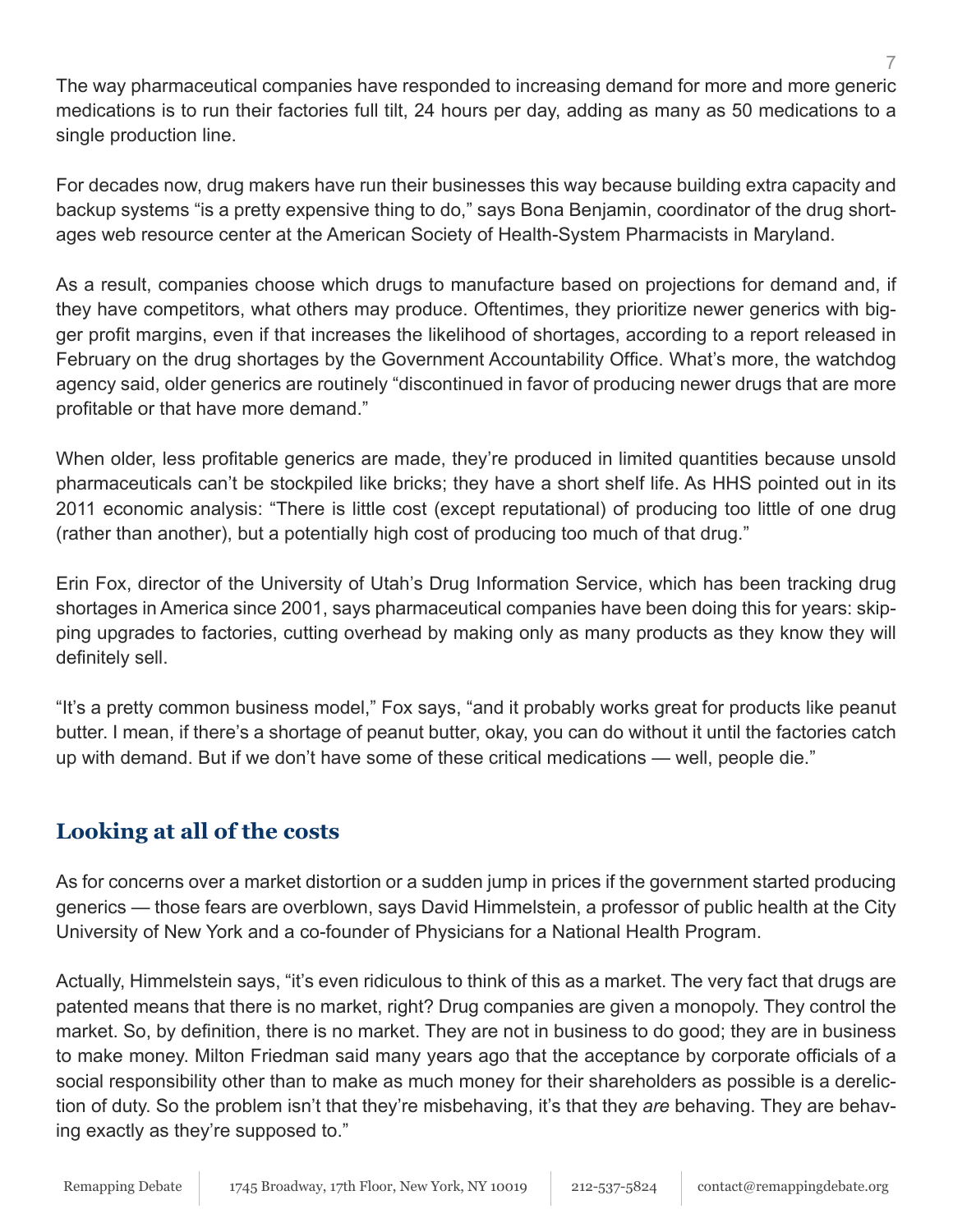The way pharmaceutical companies have responded to increasing demand for more and more generic medications is to run their factories full tilt, 24 hours per day, adding as many as 50 medications to a single production line.

For decades now, drug makers have run their businesses this way because building extra capacity and backup systems "is a pretty expensive thing to do," says Bona Benjamin, coordinator of the drug shortages web resource center at the American Society of Health-System Pharmacists in Maryland.

As a result, companies choose which drugs to manufacture based on projections for demand and, if they have competitors, what others may produce. Oftentimes, they prioritize newer generics with bigger profit margins, even if that increases the likelihood of shortages, according to a report released in February on the drug shortages by the Government Accountability Office. What's more, the watchdog agency said, older generics are routinely "discontinued in favor of producing newer drugs that are more profitable or that have more demand."

When older, less profitable generics are made, they're produced in limited quantities because unsold pharmaceuticals can't be stockpiled like bricks; they have a short shelf life. As HHS pointed out in its 2011 economic analysis: "There is little cost (except reputational) of producing too little of one drug (rather than another), but a potentially high cost of producing too much of that drug."

Erin Fox, director of the University of Utah's Drug Information Service, which has been tracking drug shortages in America since 2001, says pharmaceutical companies have been doing this for years: skipping upgrades to factories, cutting overhead by making only as many products as they know they will definitely sell.

"It's a pretty common business model," Fox says, "and it probably works great for products like peanut butter. I mean, if there's a shortage of peanut butter, okay, you can do without it until the factories catch up with demand. But if we don't have some of these critical medications — well, people die."

## Looking at all of the costs

As for concerns over a market distortion or a sudden jump in prices if the government started producing generics — those fears are overblown, says David Himmelstein, a professor of public health at the City University of New York and a co-founder of Physicians for a National Health Program.

Actually, Himmelstein says, "it's even ridiculous to think of this as a market. The very fact that drugs are patented means that there is no market, right? Drug companies are given a monopoly. They control the market. So, by definition, there is no market. They are not in business to do good; they are in business to make money. Milton Friedman said many years ago that the acceptance by corporate officials of a social responsibility other than to make as much money for their shareholders as possible is a dereliction of duty. So the problem isn't that they're misbehaving, it's that they *are* behaving. They are behaving exactly as they're supposed to."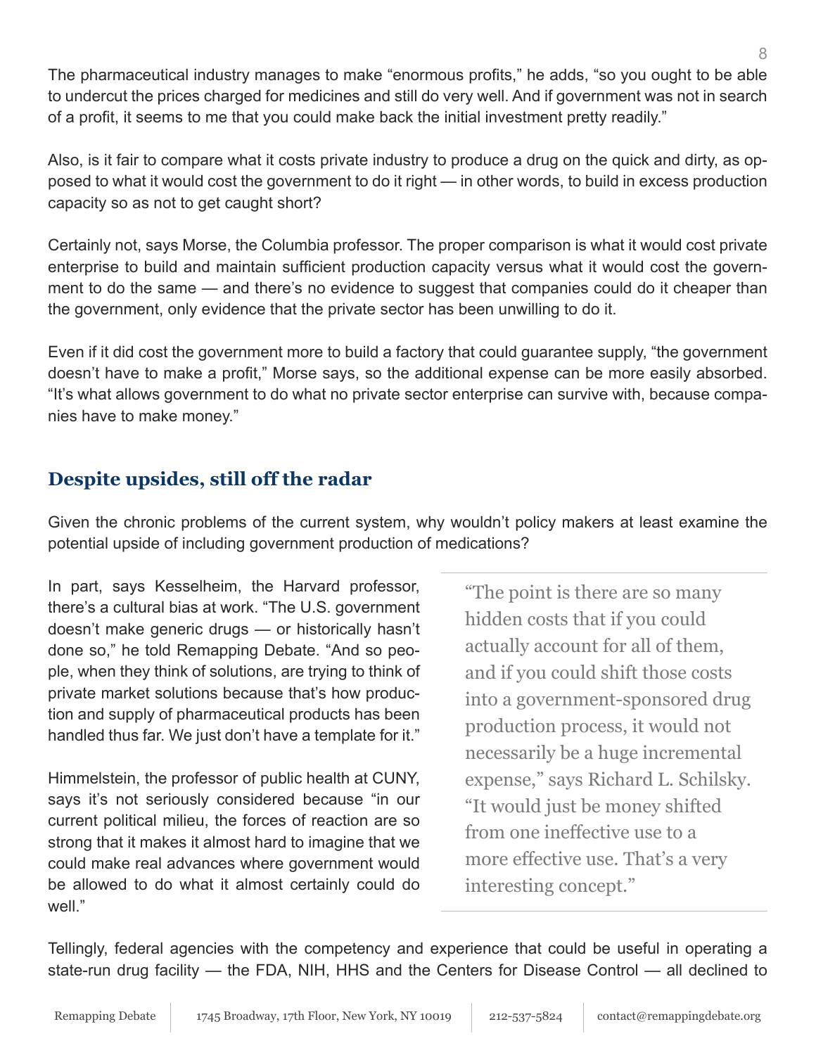The pharmaceutical industry manages to make "enormous profits," he adds, "so you ought to be able to undercut the prices charged for medicines and still do very well. And if government was not in search of a profit, it seems to me that you could make back the initial investment pretty readily."

Also, is it fair to compare what it costs private industry to produce a drug on the quick and dirty, as opposed to what it would cost the government to do it right — in other words, to build in excess production capacity so as not to get caught short?

Certainly not, says Morse, the Columbia professor. The proper comparison is what it would cost private enterprise to build and maintain sufficient production capacity versus what it would cost the government to do the same — and there's no evidence to suggest that companies could do it cheaper than the government, only evidence that the private sector has been unwilling to do it.

Even if it did cost the government more to build a factory that could guarantee supply, "the government doesn't have to make a profit," Morse says, so the additional expense can be more easily absorbed. "It's what allows government to do what no private sector enterprise can survive with, because companies have to make money."

## Despite upsides, still off the radar

Given the chronic problems of the current system, why wouldn't policy makers at least examine the potential upside of including government production of medications?

In part, says Kesselheim, the Harvard professor, there's a cultural bias at work. "The U.S. government doesn't make generic drugs — or historically hasn't done so," he told Remapping Debate. "And so people, when they think of solutions, are trying to think of private market solutions because that's how production and supply of pharmaceutical products has been handled thus far. We just don't have a template for it."

Himmelstein, the professor of public health at CUNY, says it's not seriously considered because "in our current political milieu, the forces of reaction are so strong that it makes it almost hard to imagine that we could make real advances where government would be allowed to do what it almost certainly could do well."

> "The point is there are so many hidden costs that if you could actually account for all of them, and if you could shift those costs into a government-sponsored drug production process, it would not necessarily be a huge incremental expense," says Richard L. Schilsky. "It would just be money shifted from one ineffective use to a more effective use. That's a very interesting concept."

Tellingly, federal agencies with the competency and experience that could be useful in operating a state-run drug facility — the FDA, NIH, HHS and the Centers for Disease Control — all declined to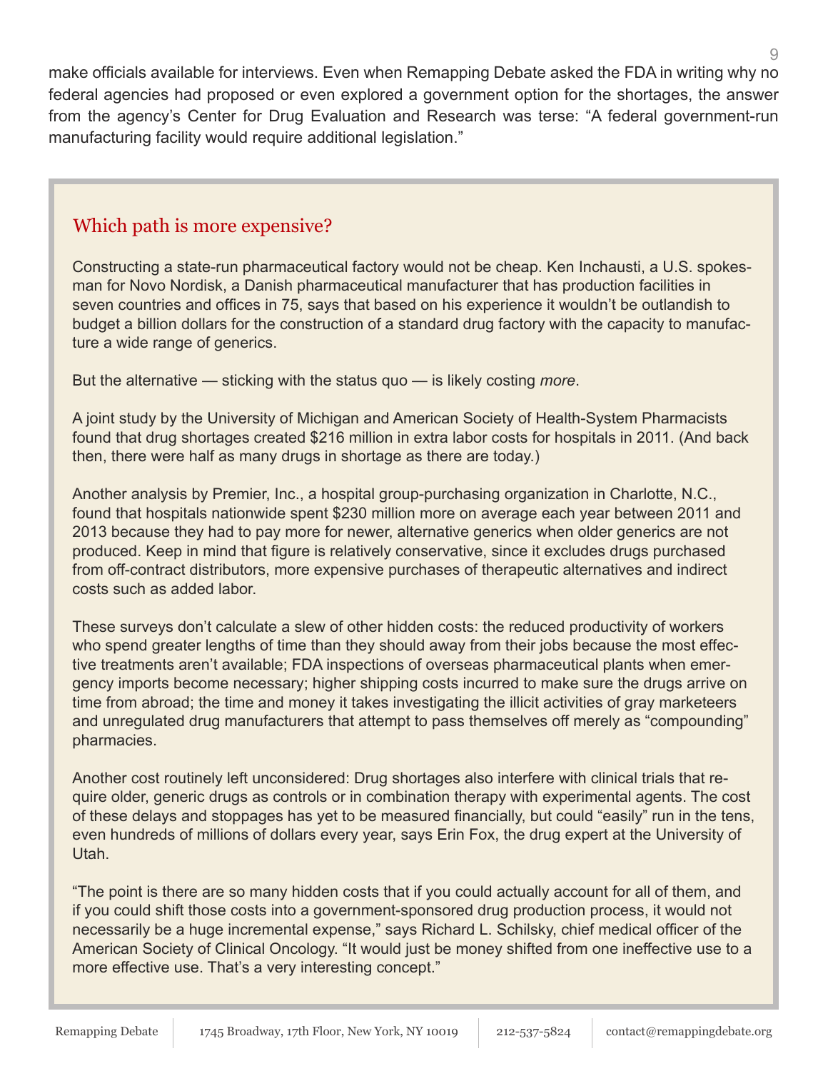make officials available for interviews. Even when Remapping Debate asked the FDA in writing why no federal agencies had proposed or even explored a government option for the shortages, the answer from the agency's Center for Drug Evaluation and Research was terse: "A federal government-run manufacturing facility would require additional legislation."

## Which path is more expensive?

Constructing a state-run pharmaceutical factory would not be cheap. Ken Inchausti, a U.S. spokesman for Novo Nordisk, a Danish pharmaceutical manufacturer that has production facilities in seven countries and offices in 75, says that based on his experience it wouldn't be outlandish to budget a billion dollars for the construction of a standard drug factory with the capacity to manufacture a wide range of generics.

But the alternative — sticking with the status quo — is likely costing *more*.

A joint study by the University of Michigan and American Society of Health-System Pharmacists found that drug shortages created $216 million in extra labor costs for hospitals in 2011. (And back then, there were half as many drugs in shortage as there are today.)

Another analysis by Premier, Inc., a hospital group-purchasing organization in Charlotte, N.C., found that hospitals nationwide spent $230 million more on average each year between 2011 and 2013 because they had to pay more for newer, alternative generics when older generics are not produced. Keep in mind that figure is relatively conservative, since it excludes drugs purchased from off-contract distributors, more expensive purchases of therapeutic alternatives and indirect costs such as added labor.

These surveys don't calculate a slew of other hidden costs: the reduced productivity of workers who spend greater lengths of time than they should away from their jobs because the most effective treatments aren't available; FDA inspections of overseas pharmaceutical plants when emergency imports become necessary; higher shipping costs incurred to make sure the drugs arrive on time from abroad; the time and money it takes investigating the illicit activities of gray marketeers and unregulated drug manufacturers that attempt to pass themselves off merely as "compounding" pharmacies.

Another cost routinely left unconsidered: Drug shortages also interfere with clinical trials that require older, generic drugs as controls or in combination therapy with experimental agents. The cost of these delays and stoppages has yet to be measured financially, but could "easily" run in the tens, even hundreds of millions of dollars every year, says Erin Fox, the drug expert at the University of Utah.

"The point is there are so many hidden costs that if you could actually account for all of them, and if you could shift those costs into a government-sponsored drug production process, it would not necessarily be a huge incremental expense," says Richard L. Schilsky, chief medical officer of the American Society of Clinical Oncology. "It would just be money shifted from one ineffective use to a more effective use. That's a very interesting concept."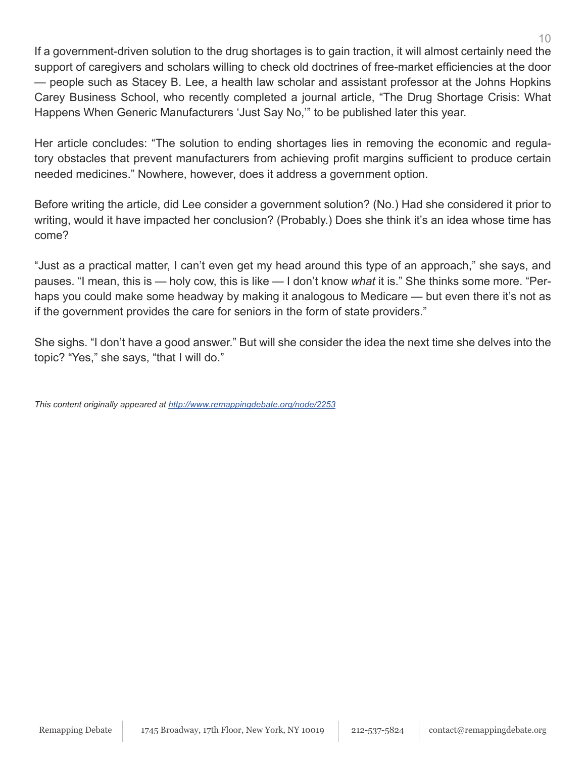If a government-driven solution to the drug shortages is to gain traction, it will almost certainly need the support of caregivers and scholars willing to check old doctrines of free-market efficiencies at the door — people such as Stacey B. Lee, a health law scholar and assistant professor at the Johns Hopkins Carey Business School, who recently completed a journal article, "The Drug Shortage Crisis: What Happens When Generic Manufacturers 'Just Say No,'" to be published later this year.

Her article concludes: "The solution to ending shortages lies in removing the economic and regulatory obstacles that prevent manufacturers from achieving profit margins sufficient to produce certain needed medicines." Nowhere, however, does it address a government option.

Before writing the article, did Lee consider a government solution? (No.) Had she considered it prior to writing, would it have impacted her conclusion? (Probably.) Does she think it's an idea whose time has come?

"Just as a practical matter, I can't even get my head around this type of an approach," she says, and pauses. "I mean, this is — holy cow, this is like — I don't know *what* it is." She thinks some more. "Perhaps you could make some headway by making it analogous to Medicare — but even there it's not as if the government provides the care for seniors in the form of state providers."

She sighs. "I don't have a good answer." But will she consider the idea the next time she delves into the topic? "Yes," she says, "that I will do."

*This content originally appeared at [http://www.remappingdebate.org/node/2253](http://www.remappingdebate.org/node/2253)*